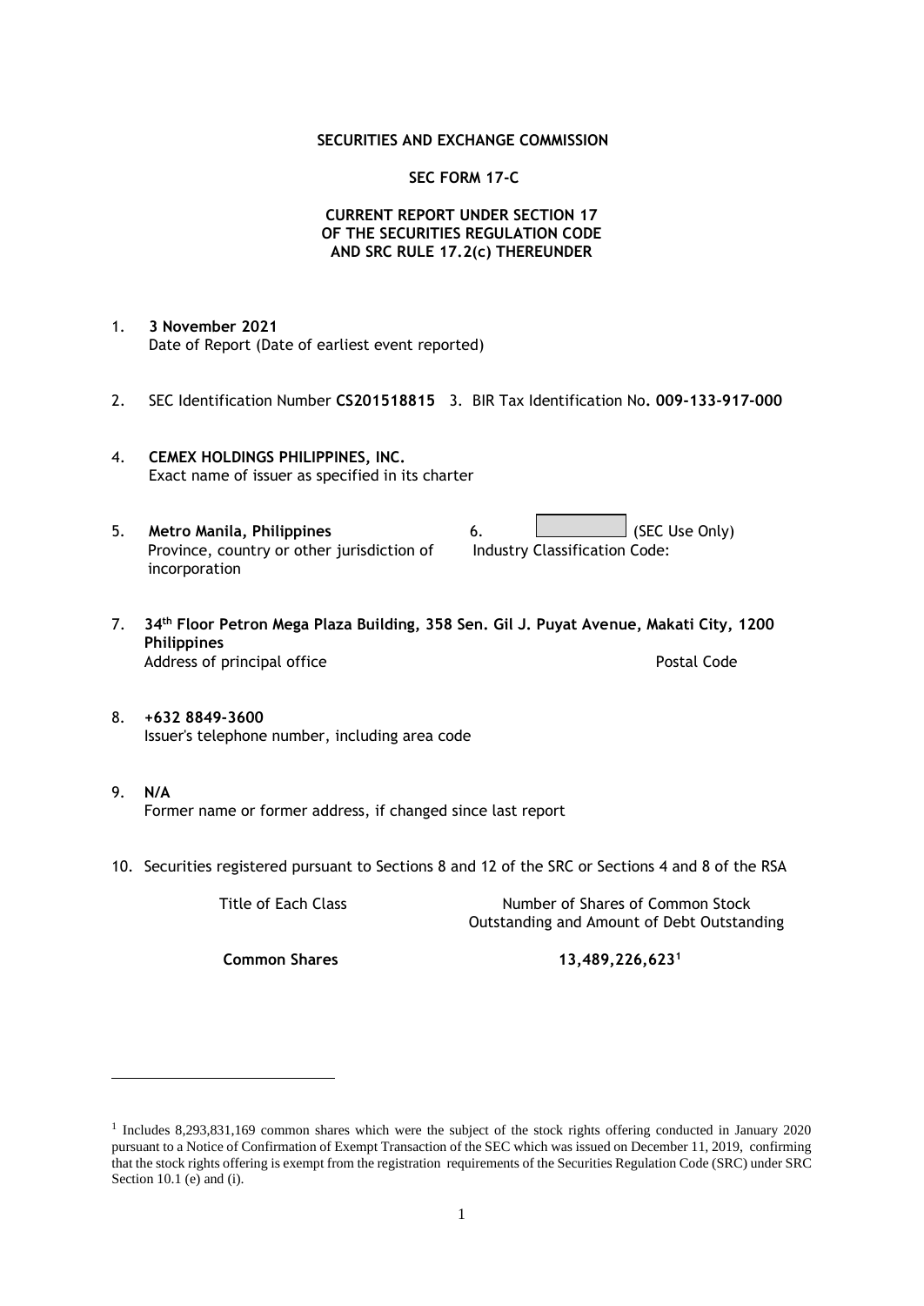**SECURITIES AND EXCHANGE COMMISSION**

**SEC FORM 17-C**

**CURRENT REPORT UNDER SECTION 17 OF THE SECURITIES REGULATION CODE AND SRC RULE 17.2(c) THEREUNDER**

1. **3 November 2021**
   Date of Report (Date of earliest event reported)

2. SEC Identification Number **CS201518815** 3. BIR Tax Identification No**. 009-133-917-000**

4. **CEMEX HOLDINGS PHILIPPINES, INC.**
   Exact name of issuer as specified in its charter

5. **Metro Manila, Philippines**
   Province, country or other jurisdiction of incorporation

6. (SEC Use Only)
   Industry Classification Code:

7. **34th Floor Petron Mega Plaza Building, 358 Sen. Gil J. Puyat Avenue, Makati City, 1200 Philippines**
   Address of principal office — Postal Code

8. **+632 8849-3600**
   Issuer's telephone number, including area code

9. **N/A**
   Former name or former address, if changed since last report

10. Securities registered pursuant to Sections 8 and 12 of the SRC or Sections 4 and 8 of the RSA

| Title of Each Class | Number of Shares of Common Stock Outstanding and Amount of Debt Outstanding |
|---|---|
| **Common Shares** | **13,489,226,623**[1] |

[1] Includes 8,293,831,169 common shares which were the subject of the stock rights offering conducted in January 2020 pursuant to a Notice of Confirmation of Exempt Transaction of the SEC which was issued on December 11, 2019, confirming that the stock rights offering is exempt from the registration requirements of the Securities Regulation Code (SRC) under SRC Section 10.1 (e) and (i).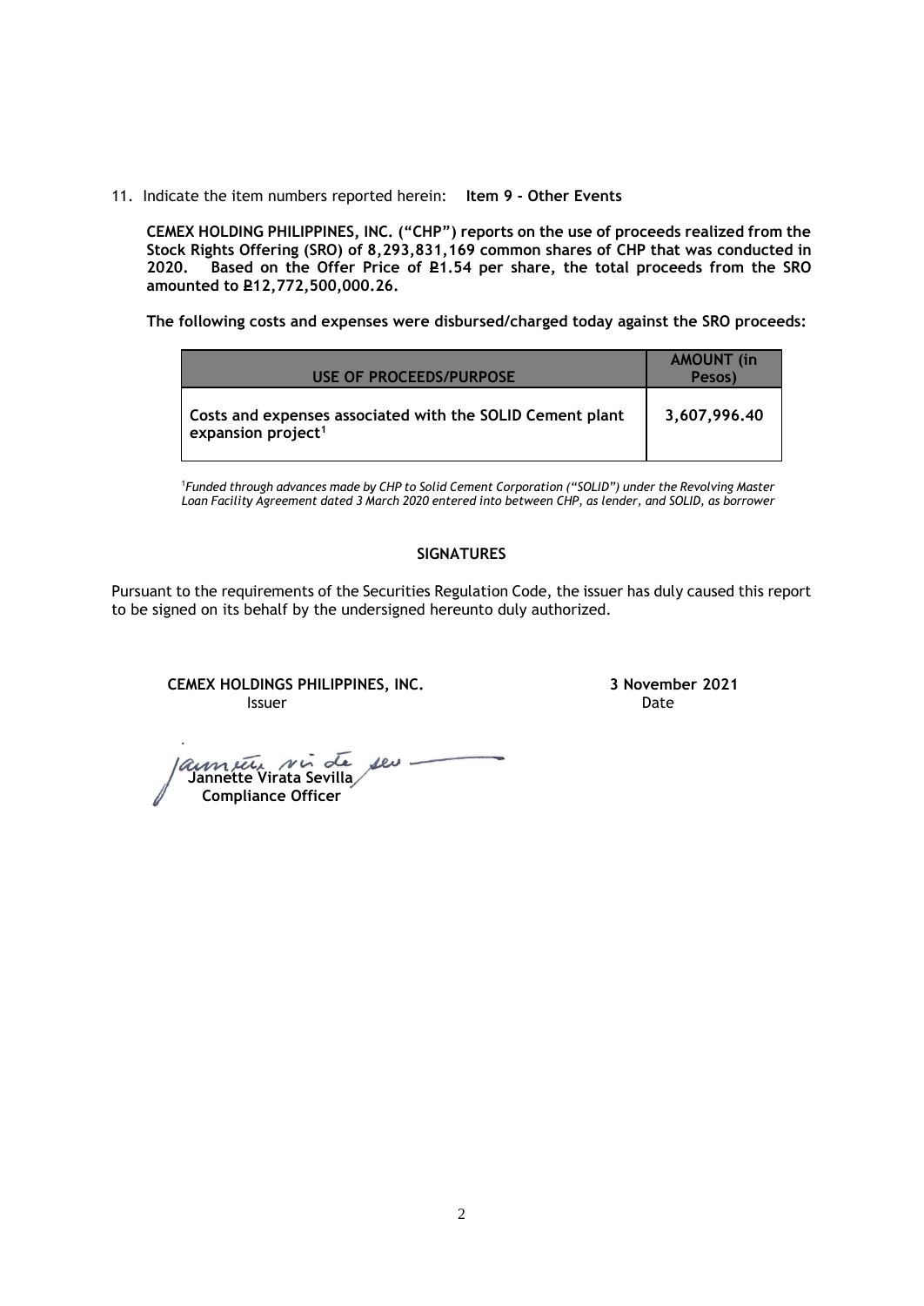11. Indicate the item numbers reported herein: **Item 9 - Other Events**

**CEMEX HOLDING PHILIPPINES, INC. ("CHP") reports on the use of proceeds realized from the Stock Rights Offering (SRO) of 8,293,831,169 common shares of CHP that was conducted in 2020. Based on the Offer Price of ₽1.54 per share, the total proceeds from the SRO amounted to ₽12,772,500,000.26.**

**The following costs and expenses were disbursed/charged today against the SRO proceeds:**

| USE OF PROCEEDS/PURPOSE | AMOUNT (in Pesos) |
|---|---|
| **Costs and expenses associated with the SOLID Cement plant expansion project[1]** | **3,607,996.40** |

[1]*Funded through advances made by CHP to Solid Cement Corporation ("SOLID") under the Revolving Master Loan Facility Agreement dated 3 March 2020 entered into between CHP, as lender, and SOLID, as borrower*

**SIGNATURES**

Pursuant to the requirements of the Securities Regulation Code, the issuer has duly caused this report to be signed on its behalf by the undersigned hereunto duly authorized.

**CEMEX HOLDINGS PHILIPPINES, INC.**
Issuer

**3 November 2021**
Date

**Jannette Virata Sevilla**
**Compliance Officer**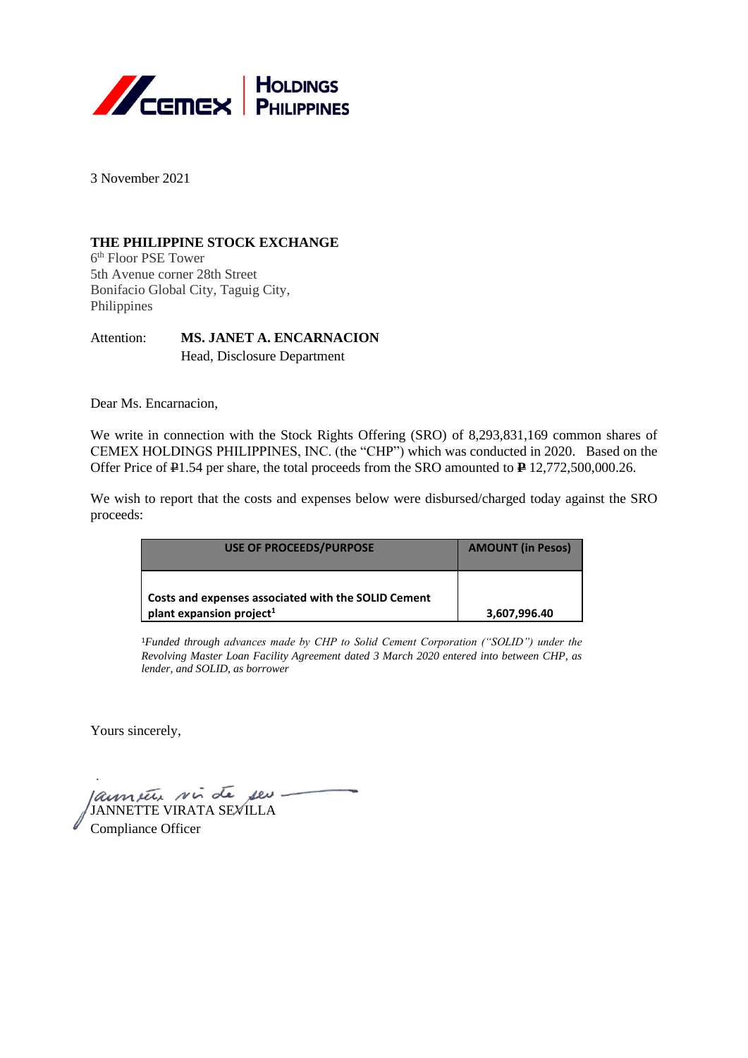CEMEX HOLDINGS PHILIPPINES

3 November 2021

**THE PHILIPPINE STOCK EXCHANGE**
6th Floor PSE Tower
5th Avenue corner 28th Street
Bonifacio Global City, Taguig City,
Philippines

Attention: **MS. JANET A. ENCARNACION**
Head, Disclosure Department

Dear Ms. Encarnacion,

We write in connection with the Stock Rights Offering (SRO) of 8,293,831,169 common shares of CEMEX HOLDINGS PHILIPPINES, INC. (the "CHP") which was conducted in 2020. Based on the Offer Price of ₱1.54 per share, the total proceeds from the SRO amounted to ₱ 12,772,500,000.26.

We wish to report that the costs and expenses below were disbursed/charged today against the SRO proceeds:

| USE OF PROCEEDS/PURPOSE | AMOUNT (in Pesos) |
|---|---|
| Costs and expenses associated with the SOLID Cement plant expansion project[1] | 3,607,996.40 |

[1]*Funded through advances made by CHP to Solid Cement Corporation ("SOLID") under the Revolving Master Loan Facility Agreement dated 3 March 2020 entered into between CHP, as lender, and SOLID, as borrower*

Yours sincerely,

JANNETTE VIRATA SEVILLA
Compliance Officer